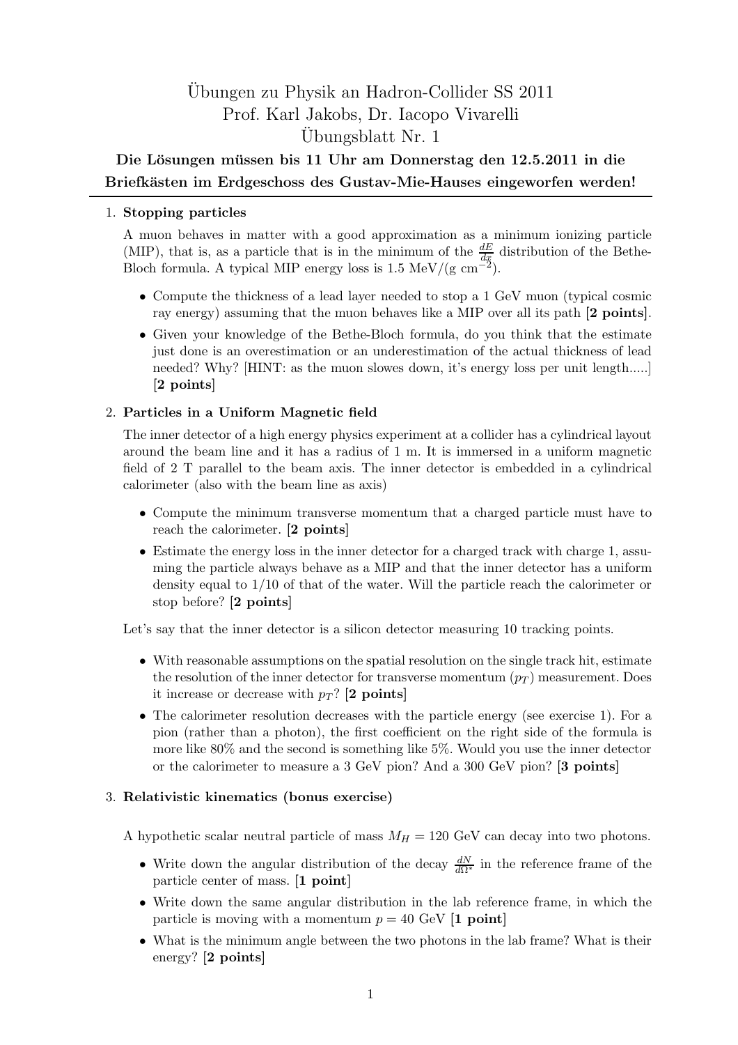# Übungen zu Physik an Hadron-Collider SS 2011
## Prof. Karl Jakobs, Dr. Iacopo Vivarelli
## Übungsblatt Nr. 1

**Die Lösungen müssen bis 11 Uhr am Donnerstag den 12.5.2011 in die Briefkästen im Erdgeschoss des Gustav-Mie-Hauses eingeworfen werden!**

---

1. **Stopping particles**

   A muon behaves in matter with a good approximation as a minimum ionizing particle (MIP), that is, as a particle that is in the minimum of the $\frac{dE}{dx}$ distribution of the Bethe-Bloch formula. A typical MIP energy loss is 1.5 MeV/(g cm$^{-2}$).

   - Compute the thickness of a lead layer needed to stop a 1 GeV muon (typical cosmic ray energy) assuming that the muon behaves like a MIP over all its path **[2 points]**.
   - Given your knowledge of the Bethe-Bloch formula, do you think that the estimate just done is an overestimation or an underestimation of the actual thickness of lead needed? Why? [HINT: as the muon slowes down, it's energy loss per unit length.....] **[2 points]**

2. **Particles in a Uniform Magnetic field**

   The inner detector of a high energy physics experiment at a collider has a cylindrical layout around the beam line and it has a radius of 1 m. It is immersed in a uniform magnetic field of 2 T parallel to the beam axis. The inner detector is embedded in a cylindrical calorimeter (also with the beam line as axis)

   - Compute the minimum transverse momentum that a charged particle must have to reach the calorimeter. **[2 points]**
   - Estimate the energy loss in the inner detector for a charged track with charge 1, assuming the particle always behave as a MIP and that the inner detector has a uniform density equal to 1/10 of that of the water. Will the particle reach the calorimeter or stop before? **[2 points]**

   Let's say that the inner detector is a silicon detector measuring 10 tracking points.

   - With reasonable assumptions on the spatial resolution on the single track hit, estimate the resolution of the inner detector for transverse momentum ($p_T$) measurement. Does it increase or decrease with $p_T$? **[2 points]**
   - The calorimeter resolution decreases with the particle energy (see exercise 1). For a pion (rather than a photon), the first coefficient on the right side of the formula is more like 80% and the second is something like 5%. Would you use the inner detector or the calorimeter to measure a 3 GeV pion? And a 300 GeV pion? **[3 points]**

3. **Relativistic kinematics (bonus exercise)**

   A hypothetic scalar neutral particle of mass $M_H = 120$ GeV can decay into two photons.

   - Write down the angular distribution of the decay $\frac{dN}{d\Omega^*}$ in the reference frame of the particle center of mass. **[1 point]**
   - Write down the same angular distribution in the lab reference frame, in which the particle is moving with a momentum $p = 40$ GeV **[1 point]**
   - What is the minimum angle between the two photons in the lab frame? What is their energy? **[2 points]**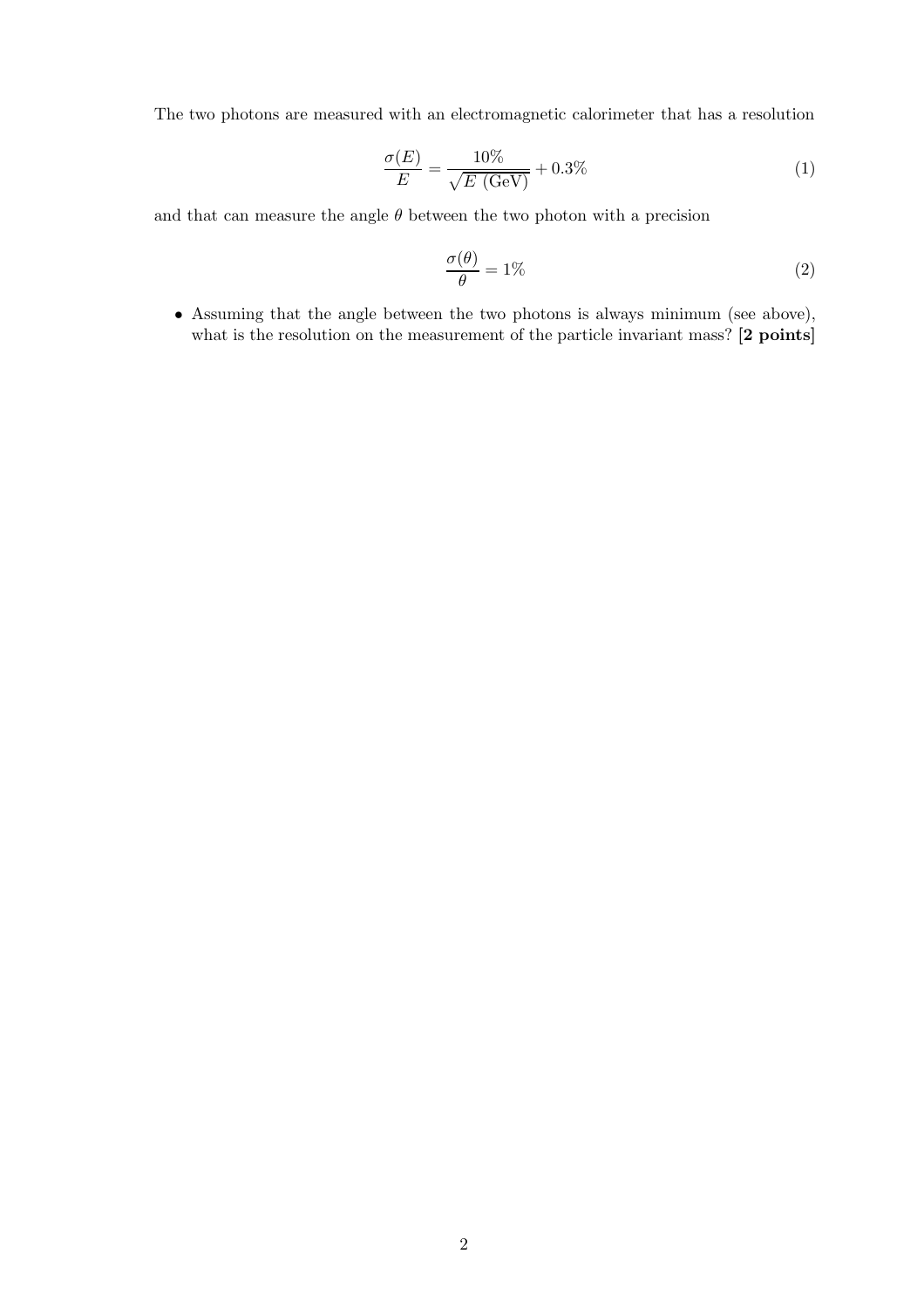The two photons are measured with an electromagnetic calorimeter that has a resolution

$$\frac{\sigma(E)}{E} = \frac{10\%}{\sqrt{E\ (\text{GeV})}} + 0.3\% \tag{1}$$

and that can measure the angle $\theta$ between the two photon with a precision

$$\frac{\sigma(\theta)}{\theta} = 1\% \tag{2}$$

- Assuming that the angle between the two photons is always minimum (see above), what is the resolution on the measurement of the particle invariant mass? **[2 points]**